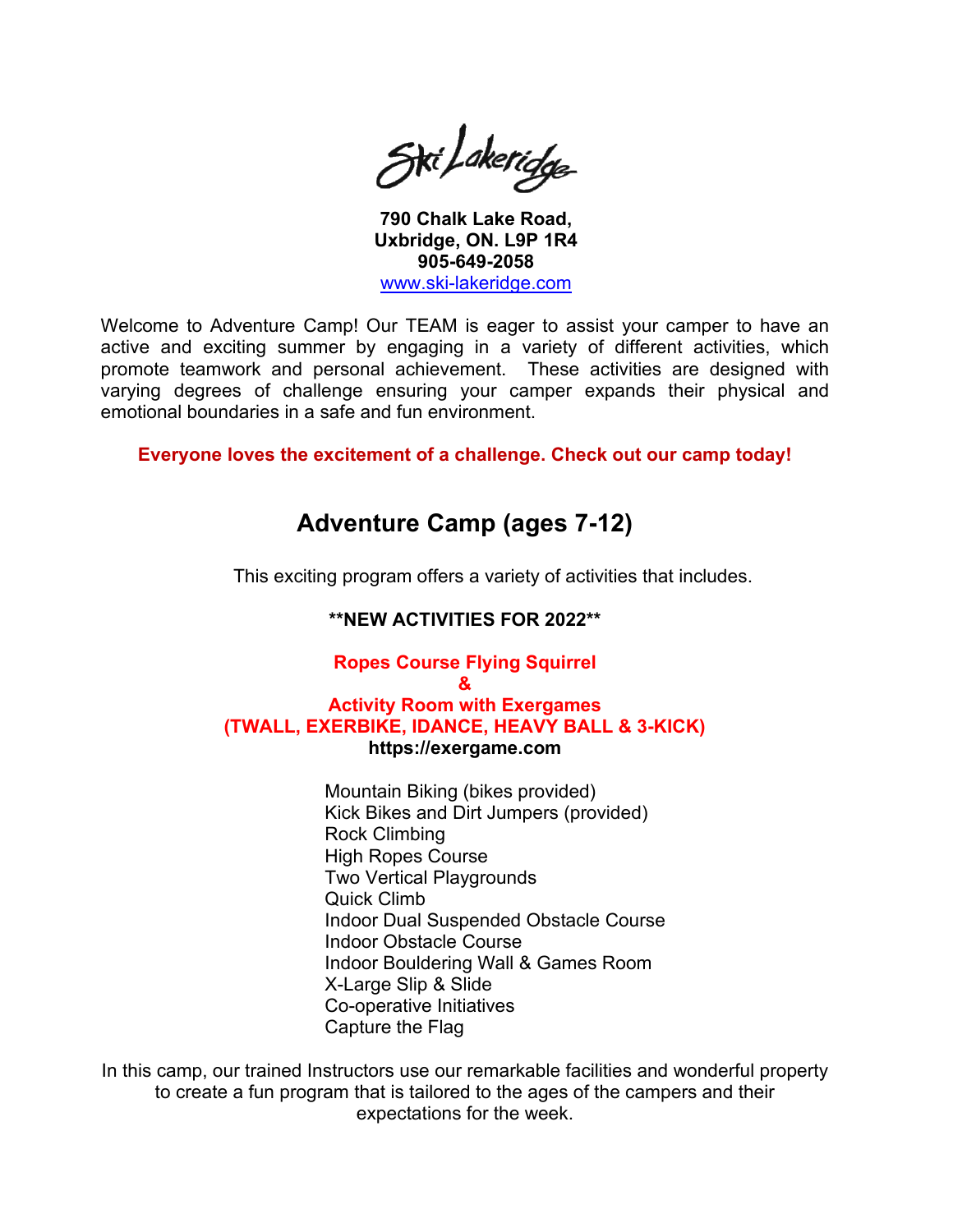Ski Lakeridge

**790 Chalk Lake Road,**
**Uxbridge, ON. L9P 1R4**
**905-649-2058**
www.ski-lakeridge.com

Welcome to Adventure Camp! Our TEAM is eager to assist your camper to have an active and exciting summer by engaging in a variety of different activities, which promote teamwork and personal achievement. These activities are designed with varying degrees of challenge ensuring your camper expands their physical and emotional boundaries in a safe and fun environment.

**Everyone loves the excitement of a challenge. Check out our camp today!**

## Adventure Camp (ages 7-12)

This exciting program offers a variety of activities that includes.

**\*\*NEW ACTIVITIES FOR 2022\*\***

**Ropes Course Flying Squirrel**
**&**
**Activity Room with Exergames**
**(TWALL, EXERBIKE, IDANCE, HEAVY BALL & 3-KICK)**
**https://exergame.com**

Mountain Biking (bikes provided)
Kick Bikes and Dirt Jumpers (provided)
Rock Climbing
High Ropes Course
Two Vertical Playgrounds
Quick Climb
Indoor Dual Suspended Obstacle Course
Indoor Obstacle Course
Indoor Bouldering Wall & Games Room
X-Large Slip & Slide
Co-operative Initiatives
Capture the Flag

In this camp, our trained Instructors use our remarkable facilities and wonderful property to create a fun program that is tailored to the ages of the campers and their expectations for the week.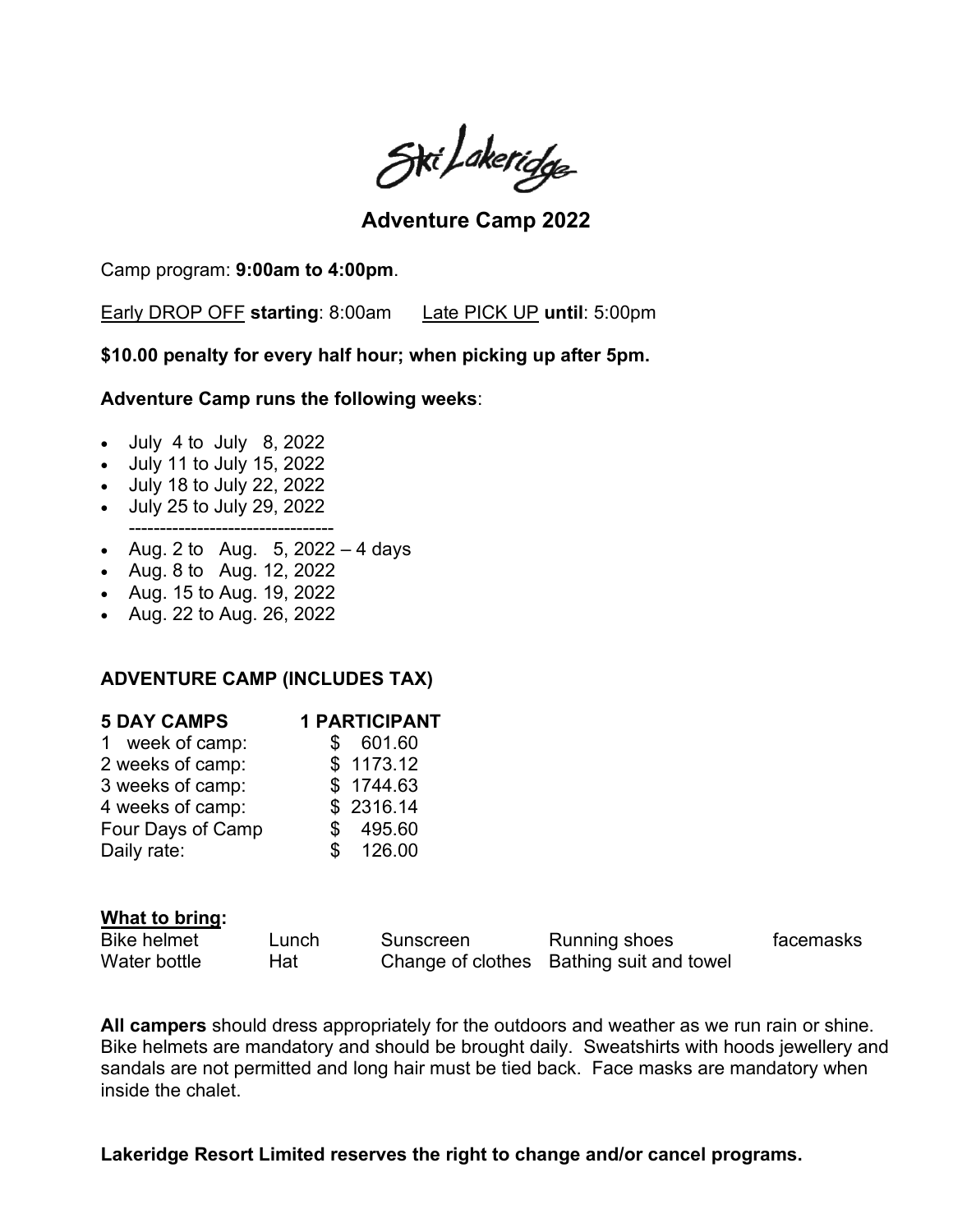Ski Lakeridge

# Adventure Camp 2022

Camp program: **9:00am to 4:00pm**.

Early DROP OFF **starting**: 8:00am   Late PICK UP **until**: 5:00pm

**$10.00 penalty for every half hour; when picking up after 5pm.**

**Adventure Camp runs the following weeks**:

- July 4 to July 8, 2022
- July 11 to July 15, 2022
- July 18 to July 22, 2022
- July 25 to July 29, 2022

---------------------------------

- Aug. 2 to Aug. 5, 2022 – 4 days
- Aug. 8 to Aug. 12, 2022
- Aug. 15 to Aug. 19, 2022
- Aug. 22 to Aug. 26, 2022

**ADVENTURE CAMP (INCLUDES TAX)**

| **5 DAY CAMPS** | **1 PARTICIPANT** |
|---|---|
| 1 week of camp: | $ 601.60 |
| 2 weeks of camp: | $ 1173.12 |
| 3 weeks of camp: | $ 1744.63 |
| 4 weeks of camp: | $ 2316.14 |
| Four Days of Camp | $ 495.60 |
| Daily rate: | $ 126.00 |

**What to bring:**

| Bike helmet | Lunch | Sunscreen | Running shoes | facemasks |
|---|---|---|---|---|
| Water bottle | Hat | Change of clothes | Bathing suit and towel | |

**All campers** should dress appropriately for the outdoors and weather as we run rain or shine. Bike helmets are mandatory and should be brought daily. Sweatshirts with hoods jewellery and sandals are not permitted and long hair must be tied back. Face masks are mandatory when inside the chalet.

**Lakeridge Resort Limited reserves the right to change and/or cancel programs.**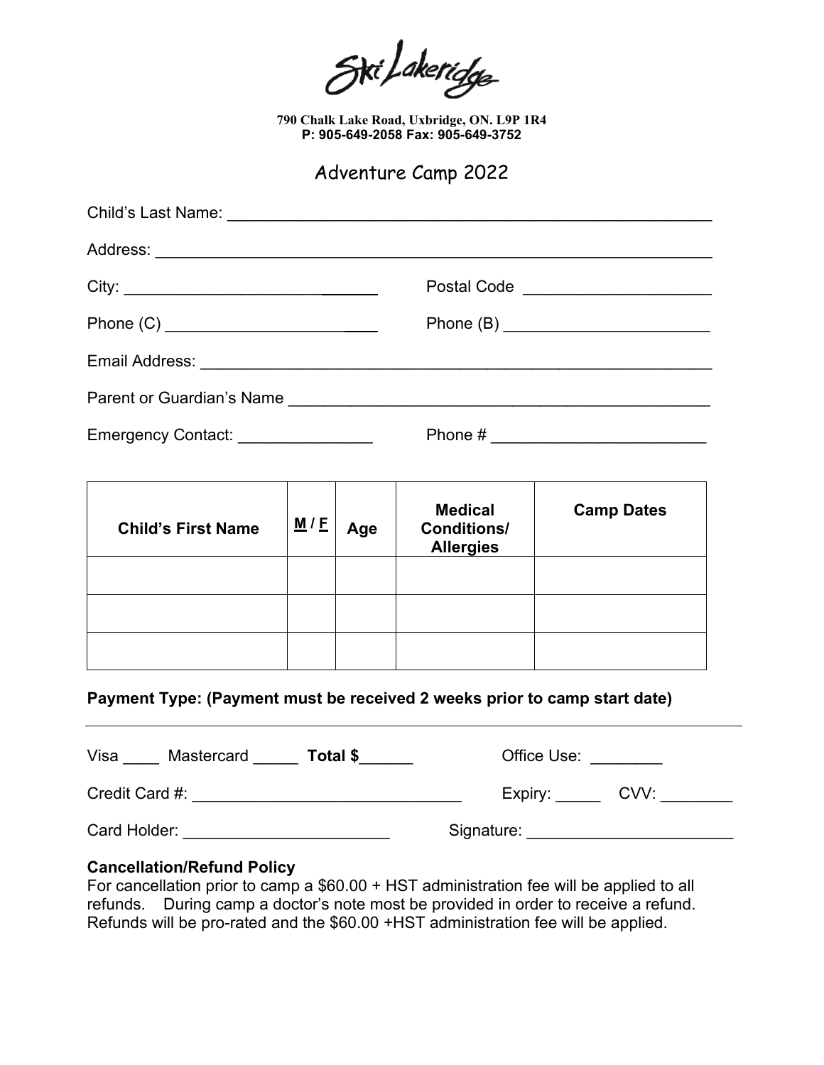Ski Lakeridge

**790 Chalk Lake Road, Uxbridge, ON. L9P 1R4**
**P: 905-649-2058 Fax: 905-649-3752**

# Adventure Camp 2022

Child's Last Name: ___________________________________________________

Address: ________________________________________________________

City: ___________________________ Postal Code ____________________

Phone (C) _________________________ Phone (B) ______________________

Email Address: ____________________________________________________

Parent or Guardian's Name ___________________________________________

Emergency Contact: _______________ Phone # ________________________

| **Child's First Name** | **M / F** | **Age** | **Medical Conditions/ Allergies** | **Camp Dates** |
|---|---|---|---|---|
| | | | | |
| | | | | |
| | | | | |

**Payment Type: (Payment must be received 2 weeks prior to camp start date)**

---

Visa ____ Mastercard _____ **Total $**______ Office Use: ________

Credit Card #: ______________________________ Expiry: _____ CVV: ________

Card Holder: _______________________ Signature: _______________________

**Cancellation/Refund Policy**
For cancellation prior to camp a $60.00 + HST administration fee will be applied to all refunds. During camp a doctor's note most be provided in order to receive a refund. Refunds will be pro-rated and the $60.00 +HST administration fee will be applied.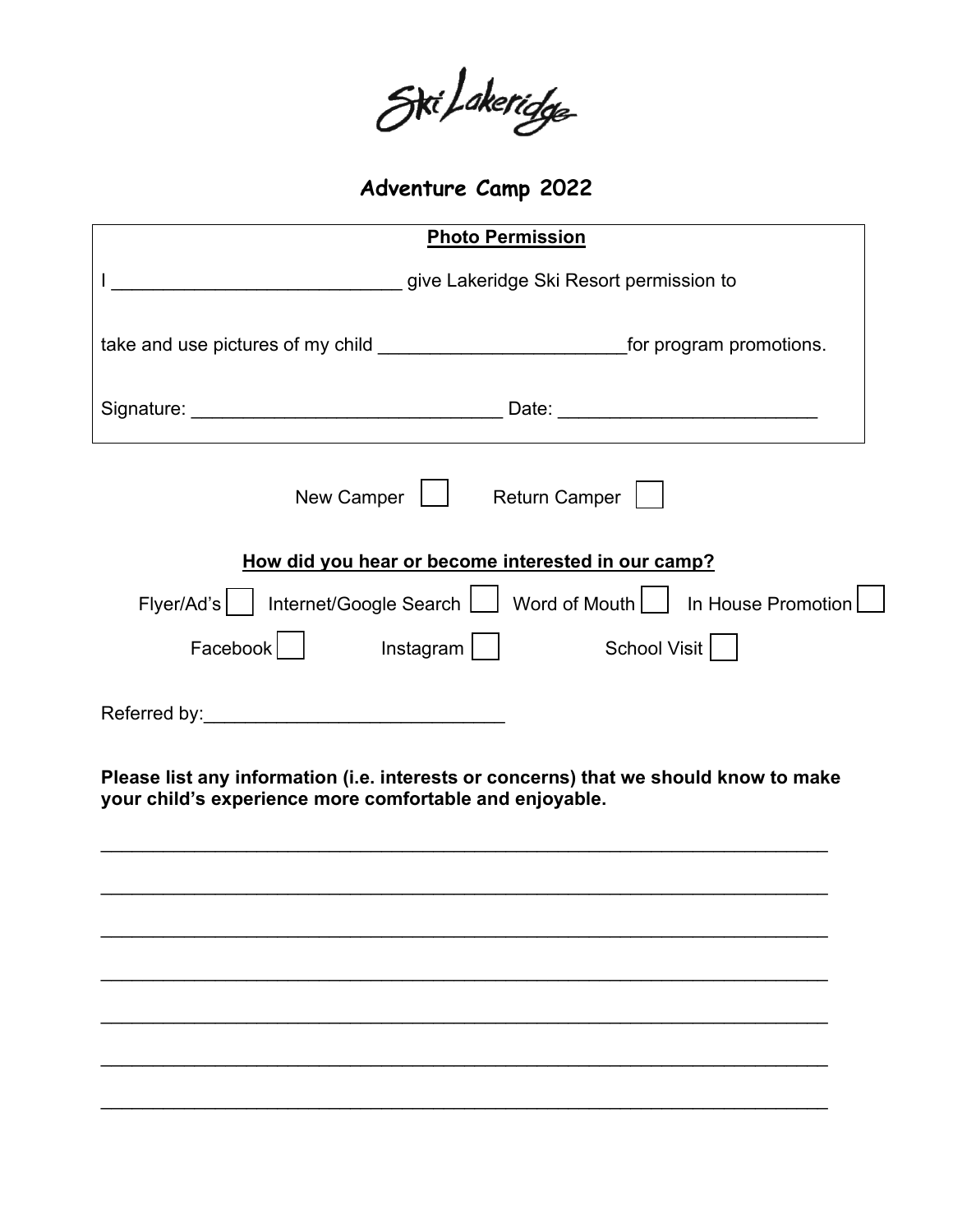Ski Lakeridge

# Adventure Camp 2022

**Photo Permission**

I ___________________________ give Lakeridge Ski Resort permission to

take and use pictures of my child _______________________for program promotions.

Signature: _____________________________ Date: ________________________

New Camper ☐ Return Camper ☐

**How did you hear or become interested in our camp?**

Flyer/Ad's ☐ Internet/Google Search ☐ Word of Mouth ☐ In House Promotion ☐

Facebook ☐ Instagram ☐ School Visit ☐

Referred by:____________________________

**Please list any information (i.e. interests or concerns) that we should know to make your child's experience more comfortable and enjoyable.**

_____________________________________________________________________

_____________________________________________________________________

_____________________________________________________________________

_____________________________________________________________________

_____________________________________________________________________

_____________________________________________________________________

_____________________________________________________________________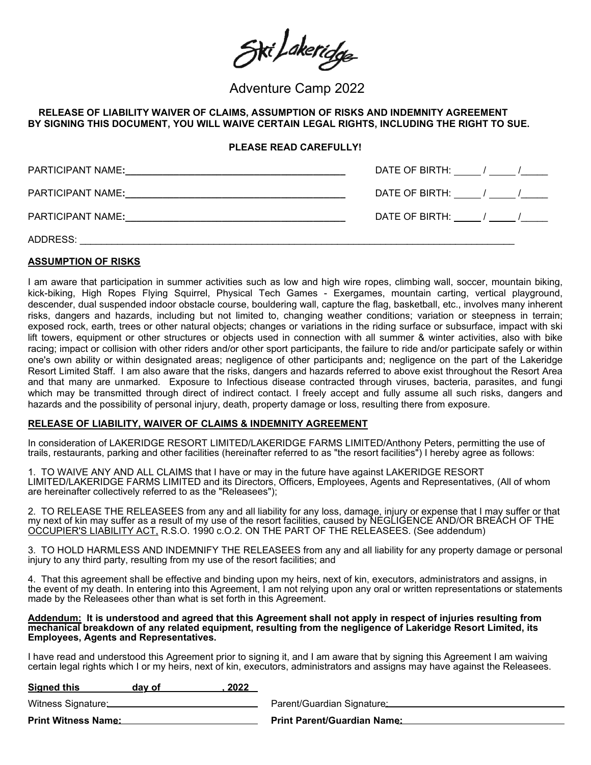Ski Lakeridge

# Adventure Camp 2022

**RELEASE OF LIABILITY WAIVER OF CLAIMS, ASSUMPTION OF RISKS AND INDEMNITY AGREEMENT**
**BY SIGNING THIS DOCUMENT, YOU WILL WAIVE CERTAIN LEGAL RIGHTS, INCLUDING THE RIGHT TO SUE.**

**PLEASE READ CAREFULLY!**

PARTICIPANT NAME**:**\_\_\_\_\_\_\_\_\_\_\_\_\_\_\_\_\_\_\_\_\_\_\_\_\_\_\_\_\_\_\_\_\_\_\_\_\_\_\_\_ DATE OF BIRTH: \_\_\_\_\_ / \_\_\_\_\_ /\_\_\_\_\_

PARTICIPANT NAME**:**\_\_\_\_\_\_\_\_\_\_\_\_\_\_\_\_\_\_\_\_\_\_\_\_\_\_\_\_\_\_\_\_\_\_\_\_\_\_\_\_ DATE OF BIRTH: \_\_\_\_\_ / \_\_\_\_\_ /\_\_\_\_\_

PARTICIPANT NAME**:**\_\_\_\_\_\_\_\_\_\_\_\_\_\_\_\_\_\_\_\_\_\_\_\_\_\_\_\_\_\_\_\_\_\_\_\_\_\_\_\_ DATE OF BIRTH: \_\_\_\_\_ / \_\_\_\_\_ /\_\_\_\_\_

ADDRESS: \_\_\_\_\_\_\_\_\_\_\_\_\_\_\_\_\_\_\_\_\_\_\_\_\_\_\_\_\_\_\_\_\_\_\_\_\_\_\_\_\_\_\_\_\_\_\_\_\_\_\_\_\_\_\_\_\_\_\_\_\_\_\_\_\_\_\_\_\_\_\_\_\_\_\_\_\_\_

## ASSUMPTION OF RISKS

I am aware that participation in summer activities such as low and high wire ropes, climbing wall, soccer, mountain biking, kick-biking, High Ropes Flying Squirrel, Physical Tech Games - Exergames, mountain carting, vertical playground, descender, dual suspended indoor obstacle course, bouldering wall, capture the flag, basketball, etc., involves many inherent risks, dangers and hazards, including but not limited to, changing weather conditions; variation or steepness in terrain; exposed rock, earth, trees or other natural objects; changes or variations in the riding surface or subsurface, impact with ski lift towers, equipment or other structures or objects used in connection with all summer & winter activities, also with bike racing; impact or collision with other riders and/or other sport participants, the failure to ride and/or participate safely or within one's own ability or within designated areas; negligence of other participants and; negligence on the part of the Lakeridge Resort Limited Staff. I am also aware that the risks, dangers and hazards referred to above exist throughout the Resort Area and that many are unmarked. Exposure to Infectious disease contracted through viruses, bacteria, parasites, and fungi which may be transmitted through direct of indirect contact. I freely accept and fully assume all such risks, dangers and hazards and the possibility of personal injury, death, property damage or loss, resulting there from exposure.

## RELEASE OF LIABILITY, WAIVER OF CLAIMS & INDEMNITY AGREEMENT

In consideration of LAKERIDGE RESORT LIMITED/LAKERIDGE FARMS LIMITED/Anthony Peters, permitting the use of trails, restaurants, parking and other facilities (hereinafter referred to as "the resort facilities") I hereby agree as follows:

1. TO WAIVE ANY AND ALL CLAIMS that I have or may in the future have against LAKERIDGE RESORT LIMITED/LAKERIDGE FARMS LIMITED and its Directors, Officers, Employees, Agents and Representatives, (All of whom are hereinafter collectively referred to as the "Releasees");

2. TO RELEASE THE RELEASEES from any and all liability for any loss, damage, injury or expense that I may suffer or that my next of kin may suffer as a result of my use of the resort facilities, caused by NEGLIGENCE AND/OR BREACH OF THE OCCUPIER'S LIABILITY ACT, R.S.O. 1990 c.O.2. ON THE PART OF THE RELEASEES. (See addendum)

3. TO HOLD HARMLESS AND INDEMNIFY THE RELEASEES from any and all liability for any property damage or personal injury to any third party, resulting from my use of the resort facilities; and

4. That this agreement shall be effective and binding upon my heirs, next of kin, executors, administrators and assigns, in the event of my death. In entering into this Agreement, I am not relying upon any oral or written representations or statements made by the Releasees other than what is set forth in this Agreement.

**Addendum: It is understood and agreed that this Agreement shall not apply in respect of injuries resulting from mechanical breakdown of any related equipment, resulting from the negligence of Lakeridge Resort Limited, its Employees, Agents and Representatives.**

I have read and understood this Agreement prior to signing it, and I am aware that by signing this Agreement I am waiving certain legal rights which I or my heirs, next of kin, executors, administrators and assigns may have against the Releasees.

**Signed this \_\_\_\_\_\_\_\_\_ day of \_\_\_\_\_\_\_\_\_\_\_\_, 2022**

Witness Signature:\_\_\_\_\_\_\_\_\_\_\_\_\_\_\_\_\_\_\_\_\_\_\_\_\_\_\_ Parent/Guardian Signature:\_\_\_\_\_\_\_\_\_\_\_\_\_\_\_\_\_\_\_\_\_\_\_\_\_\_\_\_\_\_\_\_\_\_

**Print Witness Name:**\_\_\_\_\_\_\_\_\_\_\_\_\_\_\_\_\_\_\_\_\_\_\_\_\_ **Print Parent/Guardian Name:**\_\_\_\_\_\_\_\_\_\_\_\_\_\_\_\_\_\_\_\_\_\_\_\_\_\_\_\_\_\_\_\_